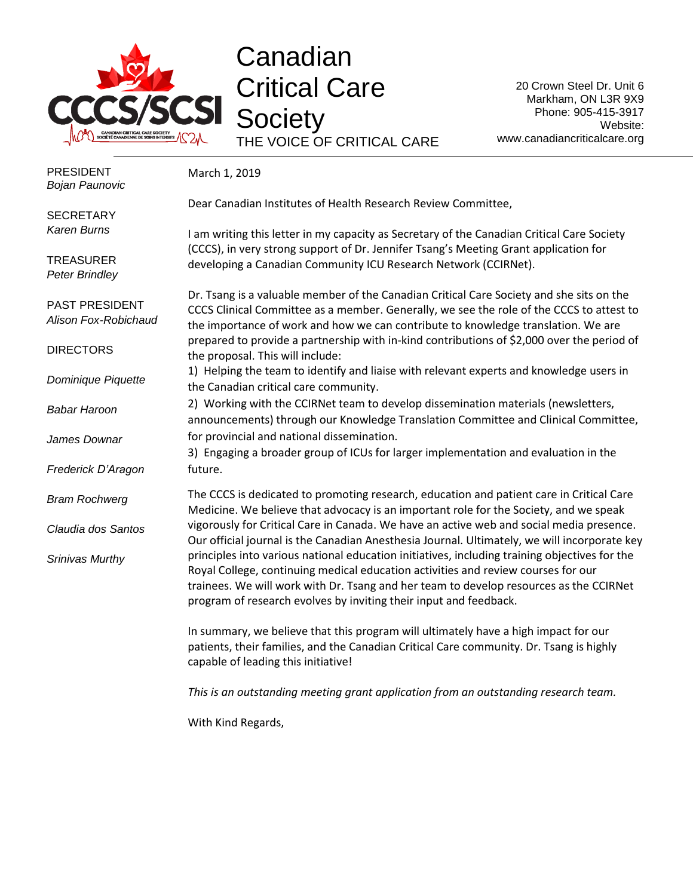# Canadian Critical Care Society

THE VOICE OF CRITICAL CARE

20 Crown Steel Dr. Unit 6
Markham, ON L3R 9X9
Phone: 905-415-3917
Website:
www.canadiancriticalcare.org

PRESIDENT
*Bojan Paunovic*

SECRETARY
*Karen Burns*

TREASURER
*Peter Brindley*

PAST PRESIDENT
*Alison Fox-Robichaud*

DIRECTORS

*Dominique Piquette*

*Babar Haroon*

*James Downar*

*Frederick D'Aragon*

*Bram Rochwerg*

*Claudia dos Santos*

*Srinivas Murthy*

March 1, 2019

Dear Canadian Institutes of Health Research Review Committee,

I am writing this letter in my capacity as Secretary of the Canadian Critical Care Society (CCCS), in very strong support of Dr. Jennifer Tsang's Meeting Grant application for developing a Canadian Community ICU Research Network (CCIRNet).

Dr. Tsang is a valuable member of the Canadian Critical Care Society and she sits on the CCCS Clinical Committee as a member. Generally, we see the role of the CCCS to attest to the importance of work and how we can contribute to knowledge translation. We are prepared to provide a partnership with in-kind contributions of $2,000 over the period of the proposal. This will include:

1) Helping the team to identify and liaise with relevant experts and knowledge users in the Canadian critical care community.
2) Working with the CCIRNet team to develop dissemination materials (newsletters, announcements) through our Knowledge Translation Committee and Clinical Committee, for provincial and national dissemination.
3) Engaging a broader group of ICUs for larger implementation and evaluation in the future.

The CCCS is dedicated to promoting research, education and patient care in Critical Care Medicine. We believe that advocacy is an important role for the Society, and we speak vigorously for Critical Care in Canada. We have an active web and social media presence. Our official journal is the Canadian Anesthesia Journal. Ultimately, we will incorporate key principles into various national education initiatives, including training objectives for the Royal College, continuing medical education activities and review courses for our trainees. We will work with Dr. Tsang and her team to develop resources as the CCIRNet program of research evolves by inviting their input and feedback.

In summary, we believe that this program will ultimately have a high impact for our patients, their families, and the Canadian Critical Care community. Dr. Tsang is highly capable of leading this initiative!

*This is an outstanding meeting grant application from an outstanding research team.*

With Kind Regards,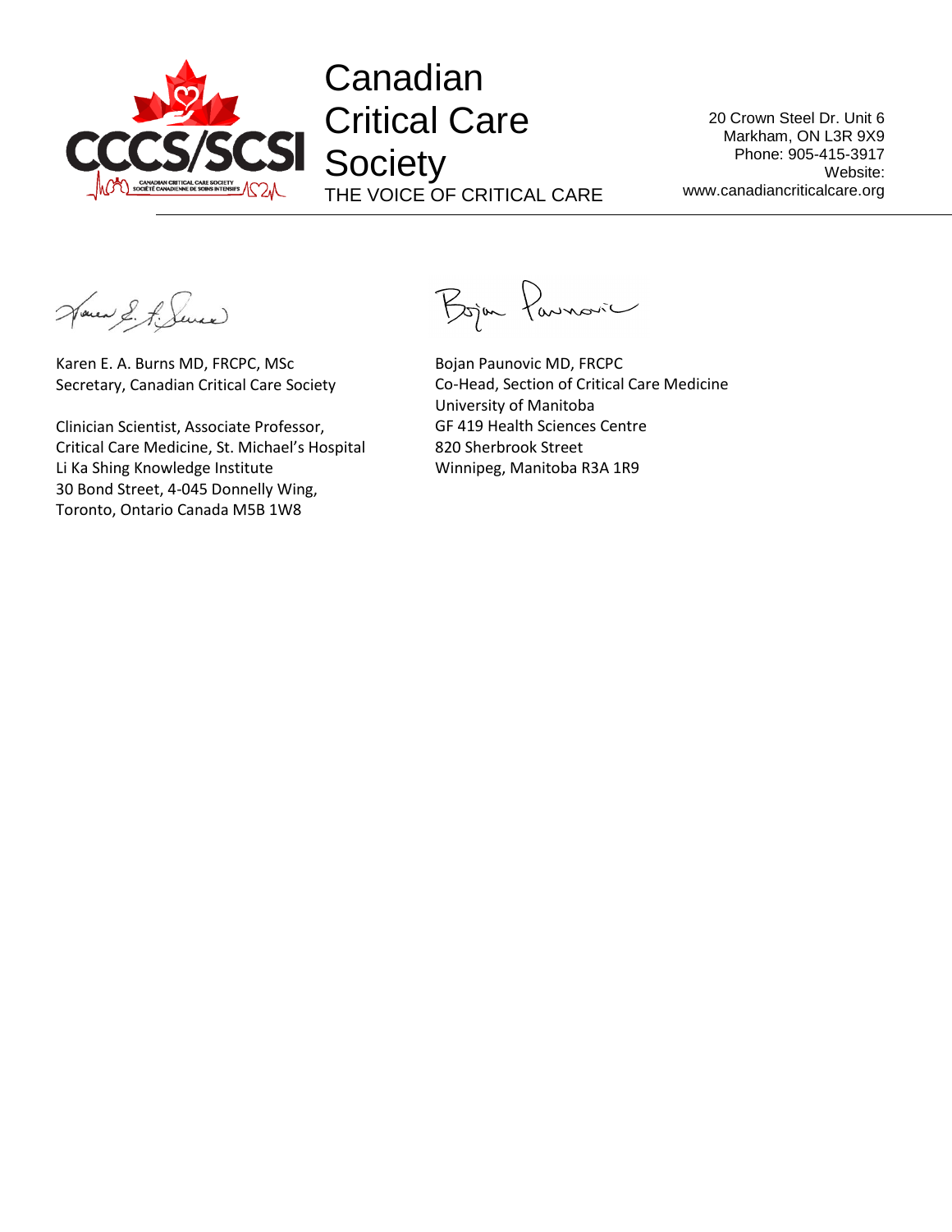Canadian Critical Care Society

THE VOICE OF CRITICAL CARE

20 Crown Steel Dr. Unit 6
Markham, ON L3R 9X9
Phone: 905-415-3917
Website:
www.canadiancriticalcare.org

Karen E. A. Burns MD, FRCPC, MSc
Secretary, Canadian Critical Care Society

Clinician Scientist, Associate Professor,
Critical Care Medicine, St. Michael's Hospital
Li Ka Shing Knowledge Institute
30 Bond Street, 4-045 Donnelly Wing,
Toronto, Ontario Canada M5B 1W8

Bojan Paunovic MD, FRCPC
Co-Head, Section of Critical Care Medicine
University of Manitoba
GF 419 Health Sciences Centre
820 Sherbrook Street
Winnipeg, Manitoba R3A 1R9